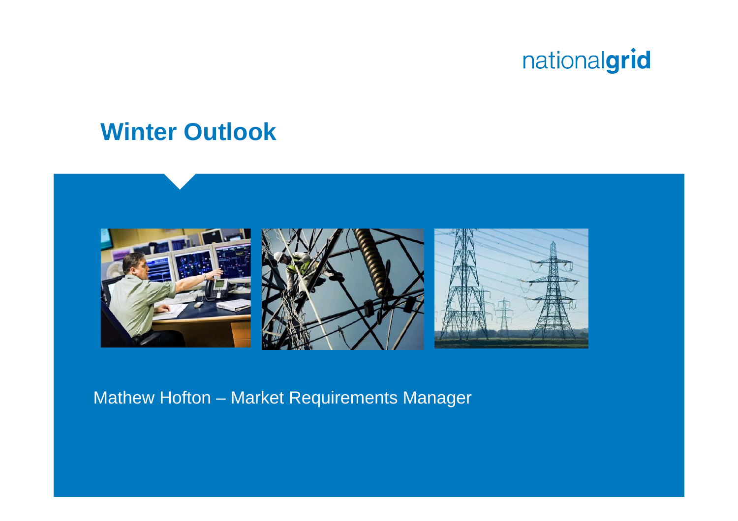nationalgrid

# Winter Outlook

Mathew Hofton – Market Requirements Manager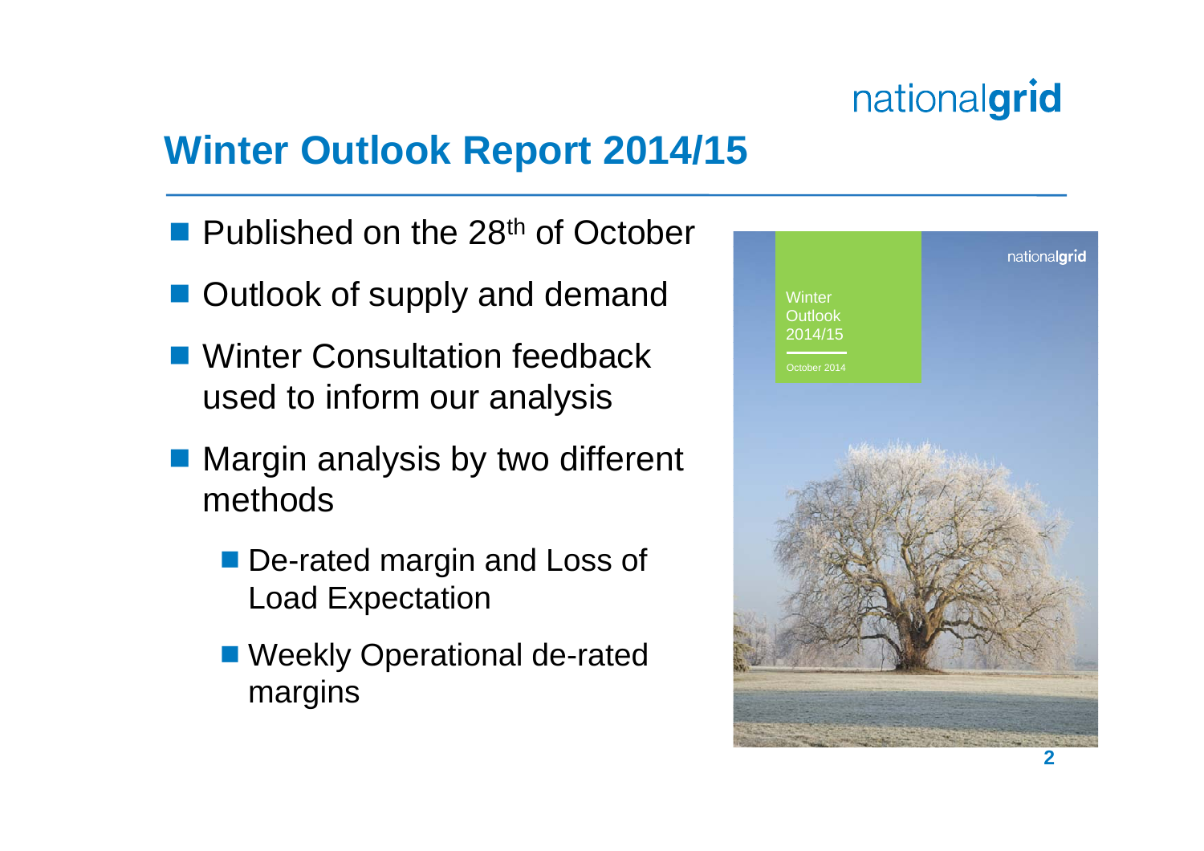# Winter Outlook Report 2014/15

- Published on the 28th of October
- Outlook of supply and demand
- Winter Consultation feedback used to inform our analysis
- Margin analysis by two different methods
  - De-rated margin and Loss of Load Expectation
  - Weekly Operational de-rated margins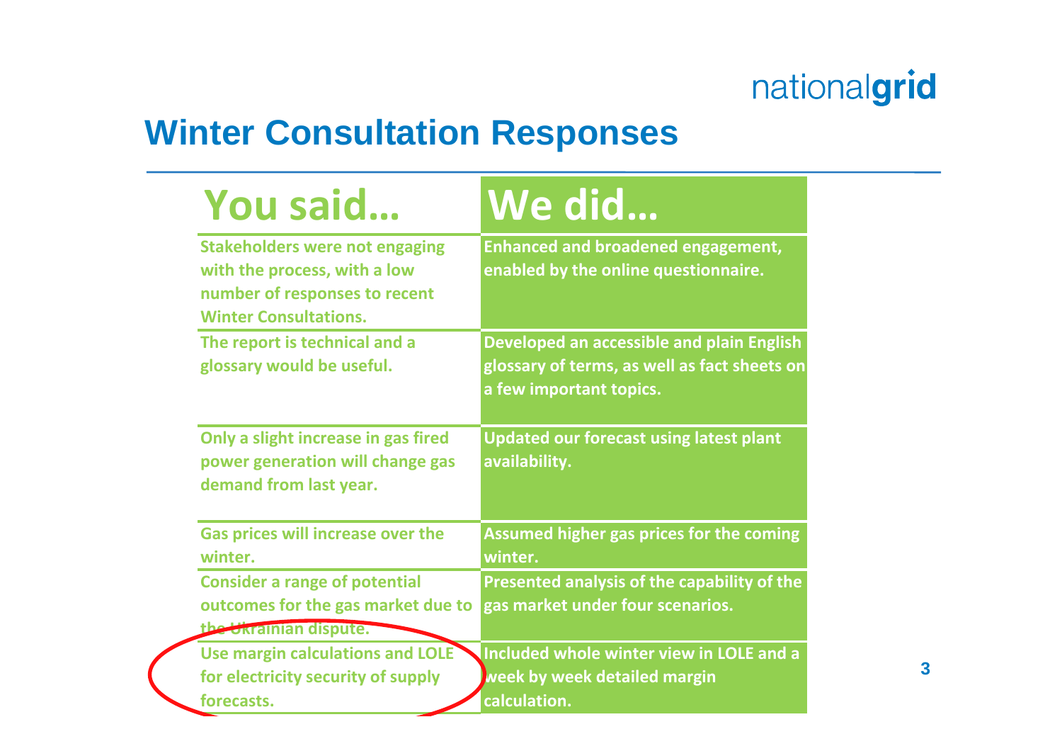# Winter Consultation Responses

| You said… | We did… |
| --- | --- |
| Stakeholders were not engaging with the process, with a low number of responses to recent Winter Consultations. | Enhanced and broadened engagement, enabled by the online questionnaire. |
| The report is technical and a glossary would be useful. | Developed an accessible and plain English glossary of terms, as well as fact sheets on a few important topics. |
| Only a slight increase in gas fired power generation will change gas demand from last year. | Updated our forecast using latest plant availability. |
| Gas prices will increase over the winter. | Assumed higher gas prices for the coming winter. |
| Consider a range of potential outcomes for the gas market due to the Ukrainian dispute. | Presented analysis of the capability of the gas market under four scenarios. |
| Use margin calculations and LOLE for electricity security of supply forecasts. | Included whole winter view in LOLE and a week by week detailed margin calculation. |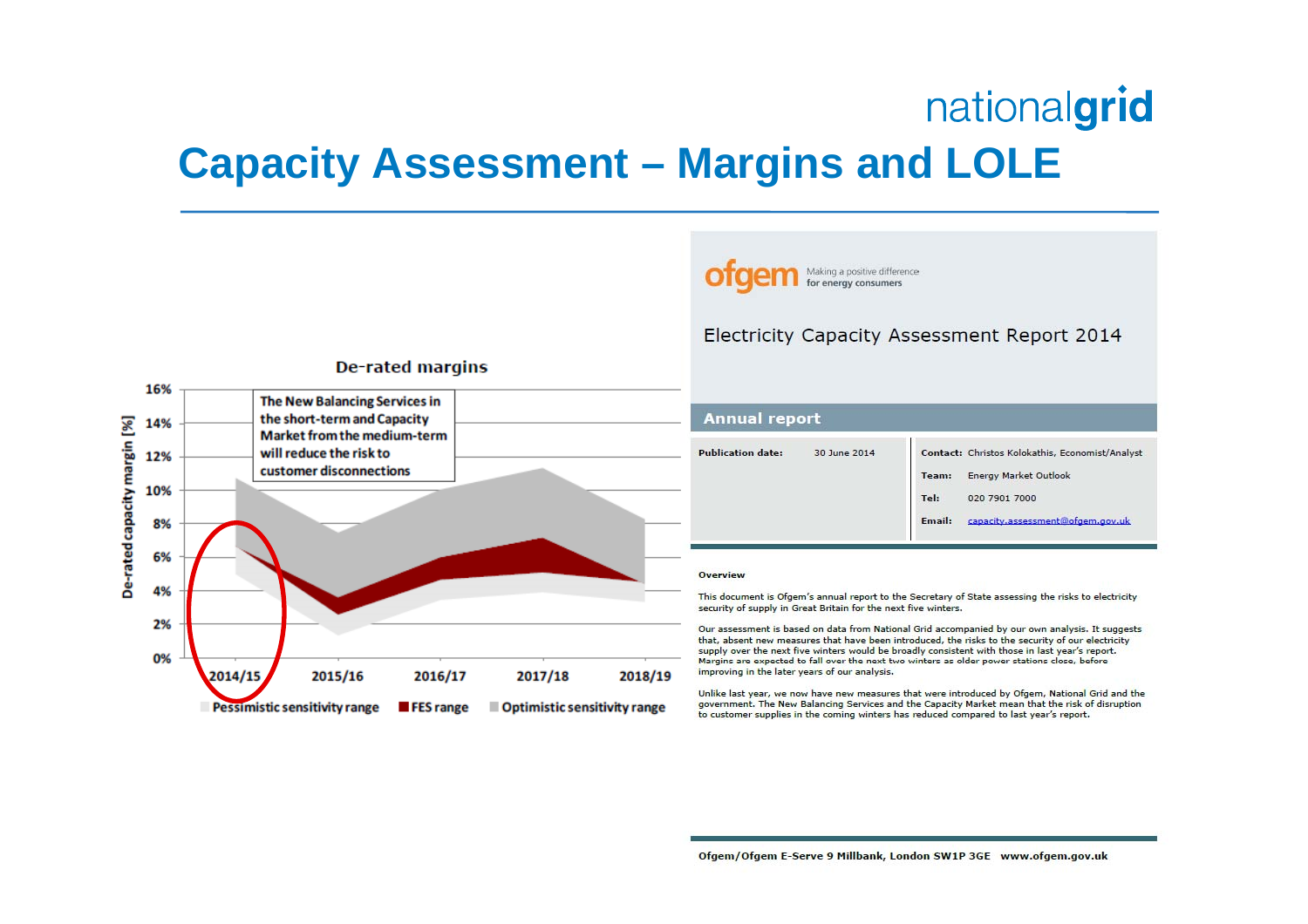# Capacity Assessment – Margins and LOLE

**De-rated margins**

The New Balancing Services in the short-term and Capacity Market from the medium-term will reduce the risk to customer disconnections

De-rated capacity margin [%]: 0%, 2%, 4%, 6%, 8%, 10%, 12%, 14%, 16%

2014/15, 2015/16, 2016/17, 2017/18, 2018/19

Pessimistic sensitivity range · FES range · Optimistic sensitivity range

ofgem Making a positive difference for energy consumers

Electricity Capacity Assessment Report 2014

**Annual report**

| | | | |
|---|---|---|---|
| **Publication date:** | 30 June 2014 | **Contact:** | Christos Kolokathis, Economist/Analyst |
| | | **Team:** | Energy Market Outlook |
| | | **Tel:** | 020 7901 7000 |
| | | **Email:** | capacity.assessment@ofgem.gov.uk |

**Overview**

This document is Ofgem's annual report to the Secretary of State assessing the risks to electricity security of supply in Great Britain for the next five winters.

Our assessment is based on data from National Grid accompanied by our own analysis. It suggests that, absent new measures that have been introduced, the risks to the security of our electricity supply over the next five winters would be broadly consistent with those in last year's report. Margins are expected to fall over the next two winters as older power stations close, before improving in the later years of our analysis.

Unlike last year, we now have new measures that were introduced by Ofgem, National Grid and the government. The New Balancing Services and the Capacity Market mean that the risk of disruption to customer supplies in the coming winters has reduced compared to last year's report.

Ofgem/Ofgem E-Serve 9 Millbank, London SW1P 3GE www.ofgem.gov.uk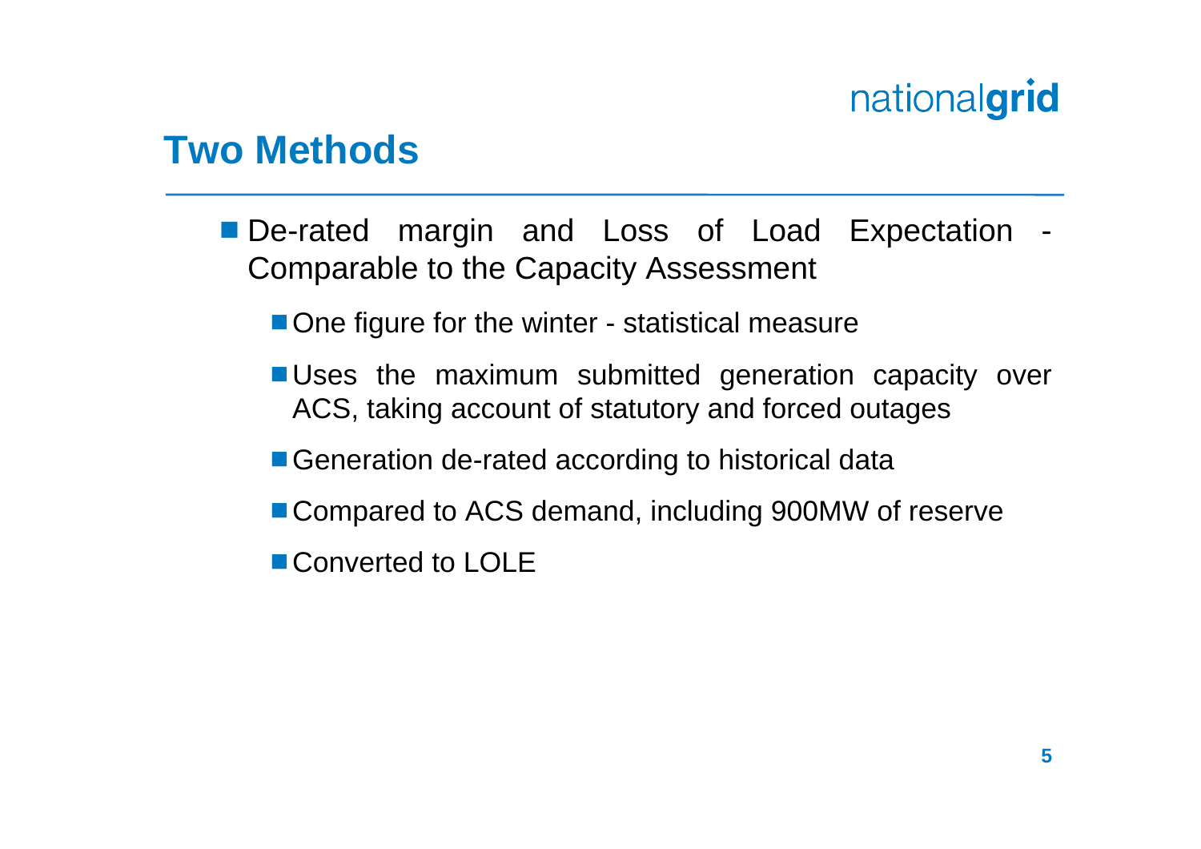## Two Methods

- De-rated margin and Loss of Load Expectation - Comparable to the Capacity Assessment
  - One figure for the winter - statistical measure
  - Uses the maximum submitted generation capacity over ACS, taking account of statutory and forced outages
  - Generation de-rated according to historical data
  - Compared to ACS demand, including 900MW of reserve
  - Converted to LOLE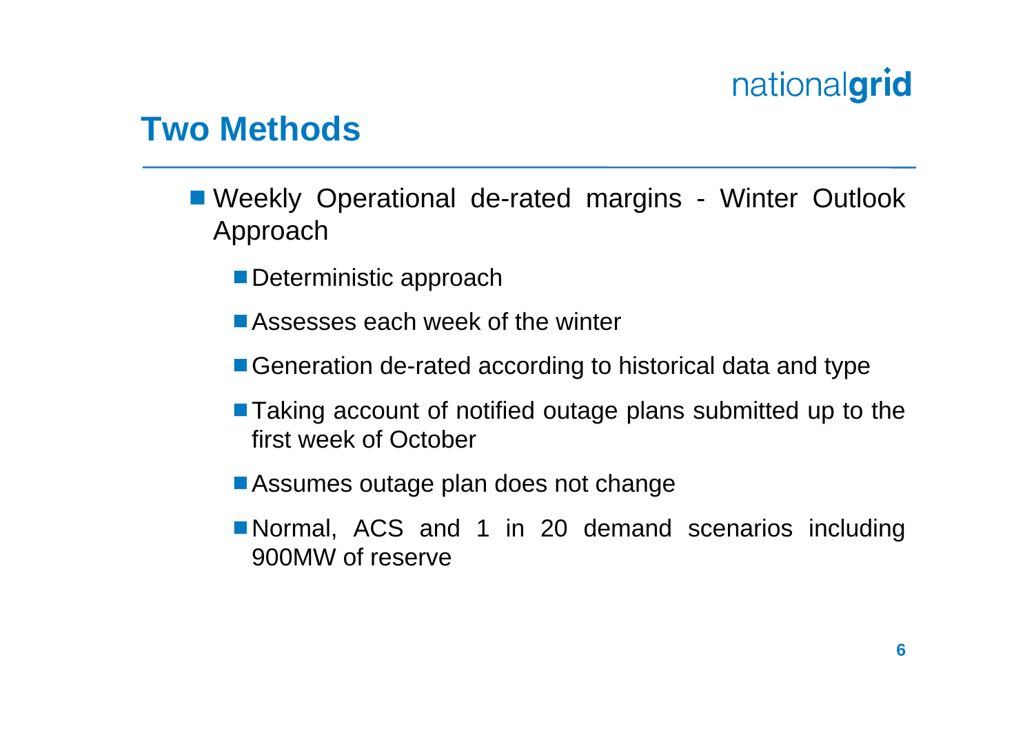# Two Methods

- Weekly Operational de-rated margins - Winter Outlook Approach
  - Deterministic approach
  - Assesses each week of the winter
  - Generation de-rated according to historical data and type
  - Taking account of notified outage plans submitted up to the first week of October
  - Assumes outage plan does not change
  - Normal, ACS and 1 in 20 demand scenarios including 900MW of reserve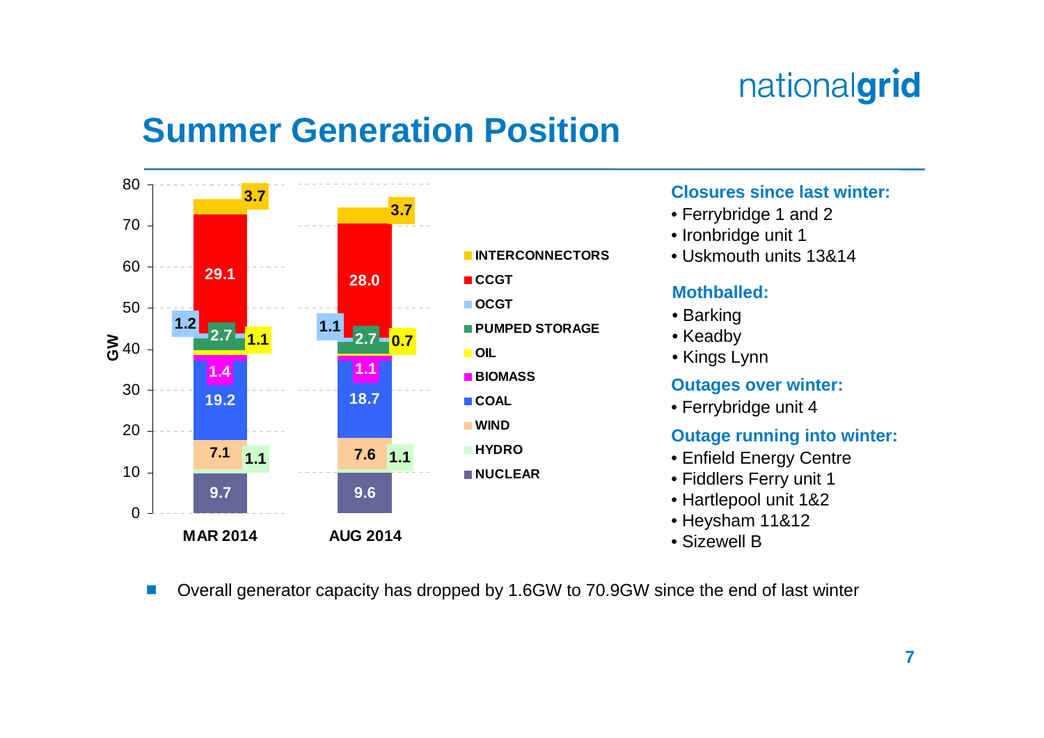# Summer Generation Position

| | MAR 2014 | AUG 2014 |
|---|---|---|
| INTERCONNECTORS | 3.7 | 3.7 |
| CCGT | 29.1 | 28.0 |
| OCGT | 1.2 | 1.1 |
| PUMPED STORAGE | 2.7 | 2.7 |
| OIL | 1.1 | 0.7 |
| BIOMASS | 1.4 | 1.1 |
| COAL | 19.2 | 18.7 |
| WIND | 7.1 | 7.6 |
| HYDRO | 1.1 | 1.1 |
| NUCLEAR | 9.7 | 9.6 |

GW

### Closures since last winter:

- Ferrybridge 1 and 2
- Ironbridge unit 1
- Uskmouth units 13&14

### Mothballed:

- Barking
- Keadby
- Kings Lynn

### Outages over winter:

- Ferrybridge unit 4

### Outage running into winter:

- Enfield Energy Centre
- Fiddlers Ferry unit 1
- Hartlepool unit 1&2
- Heysham 11&12
- Sizewell B

- Overall generator capacity has dropped by 1.6GW to 70.9GW since the end of last winter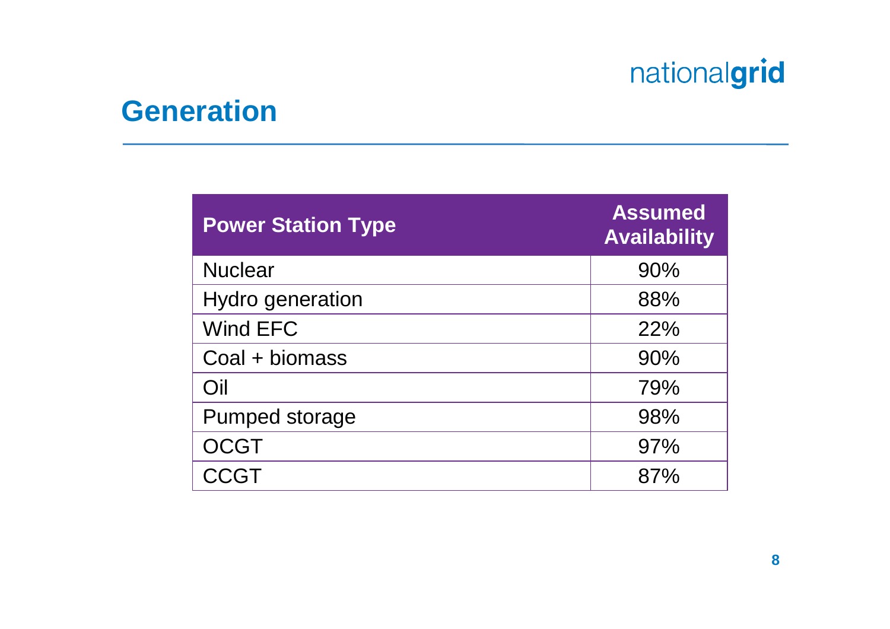# Generation

| Power Station Type | Assumed Availability |
|---|---|
| Nuclear | 90% |
| Hydro generation | 88% |
| Wind EFC | 22% |
| Coal + biomass | 90% |
| Oil | 79% |
| Pumped storage | 98% |
| OCGT | 97% |
| CCGT | 87% |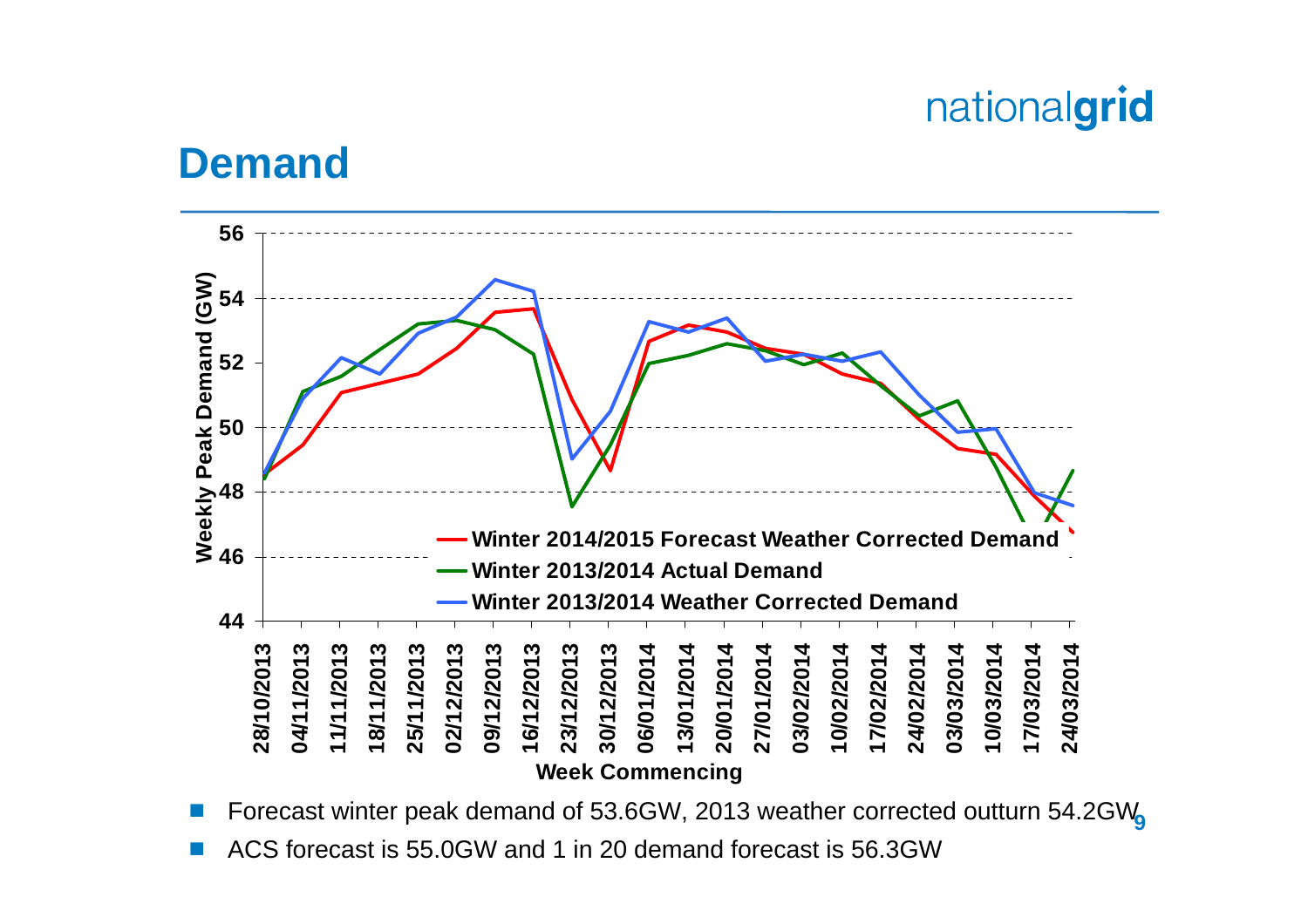# Demand

- Forecast winter peak demand of 53.6GW, 2013 weather corrected outturn 54.2GW
- ACS forecast is 55.0GW and 1 in 20 demand forecast is 56.3GW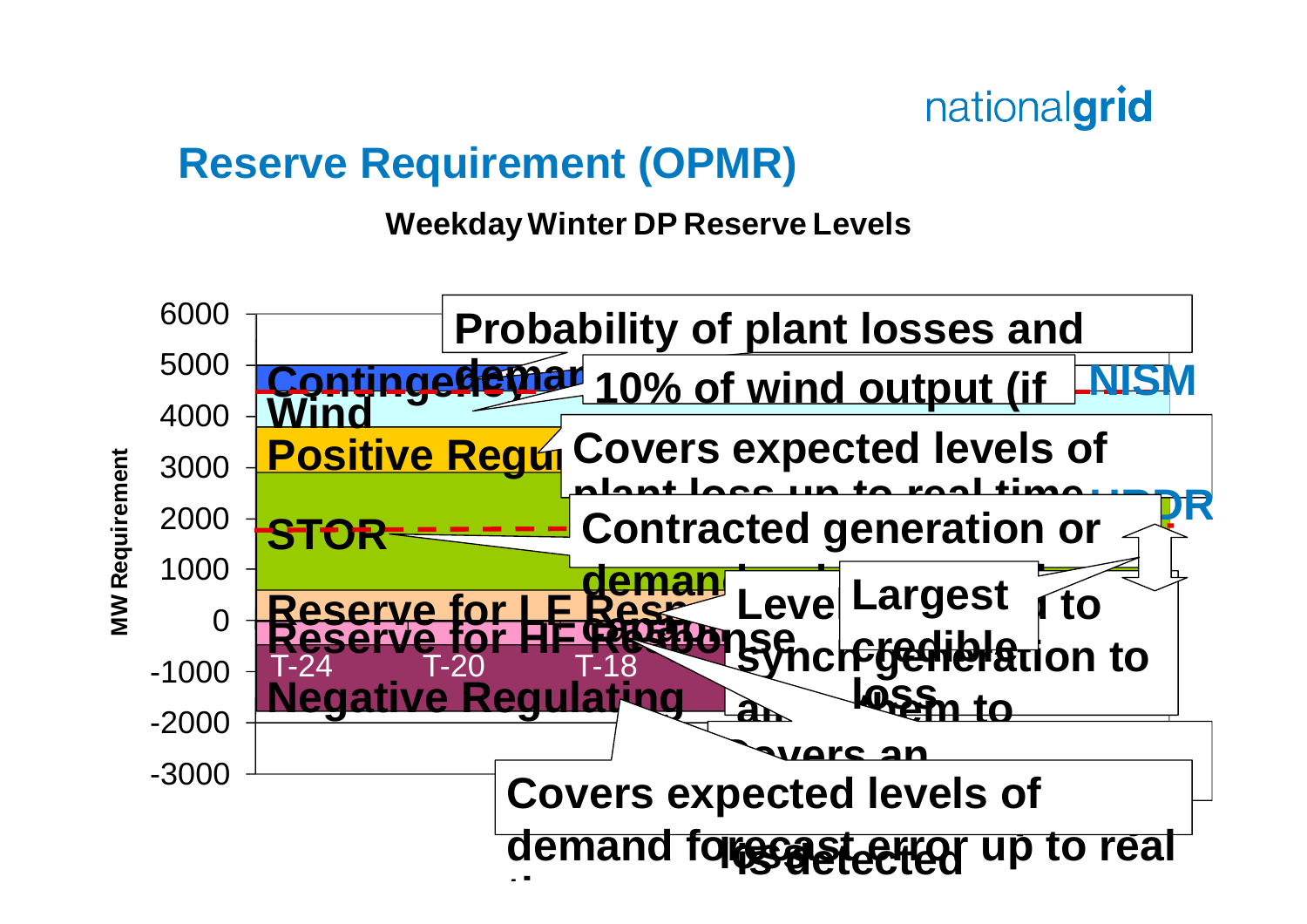# Reserve Requirement (OPMR)

**Weekday Winter DP Reserve Levels**

MW Requirement: 6000, 5000, 4000, 3000, 2000, 1000, 0, -1000, -2000, -3000

T-24 T-20 T-18

- **Contingency** — Probability of plant losses and demand...
- **Wind** — 10% of wind output (if...
- **Positive Regulating** — Covers expected levels of plant loss up to real time
- **STOR** — Contracted generation or demand...
- **Reserve for LF Response** — Level ... synch generation ... to ...
- **Reserve for HF Response** — Largest credible loss
- **Negative Regulating** — Covers expected levels of demand forecast error up to real time

Covers an ... loss detected

NISM

NRR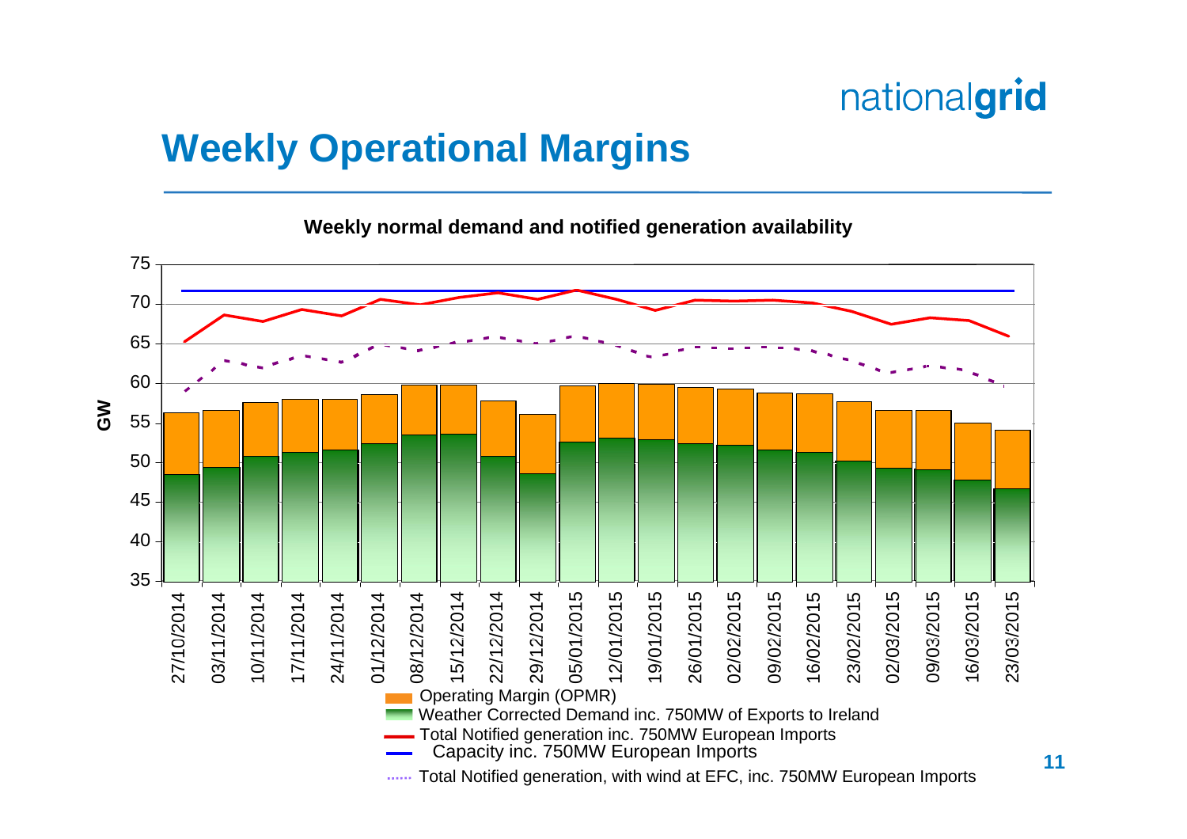# Weekly Operational Margins

**Weekly normal demand and notified generation availability**

GW

- Operating Margin (OPMR)
- Weather Corrected Demand inc. 750MW of Exports to Ireland
- Total Notified generation inc. 750MW European Imports
- Capacity inc. 750MW European Imports
- Total Notified generation, with wind at EFC, inc. 750MW European Imports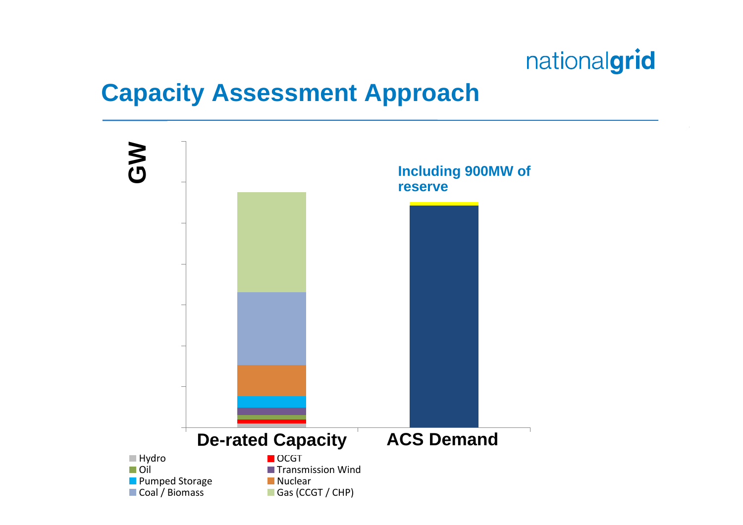# Capacity Assessment Approach

GW

Including 900MW of reserve

De-rated Capacity

ACS Demand

- Hydro
- Oil
- Pumped Storage
- Coal / Biomass
- OCGT
- Transmission Wind
- Nuclear
- Gas (CCGT / CHP)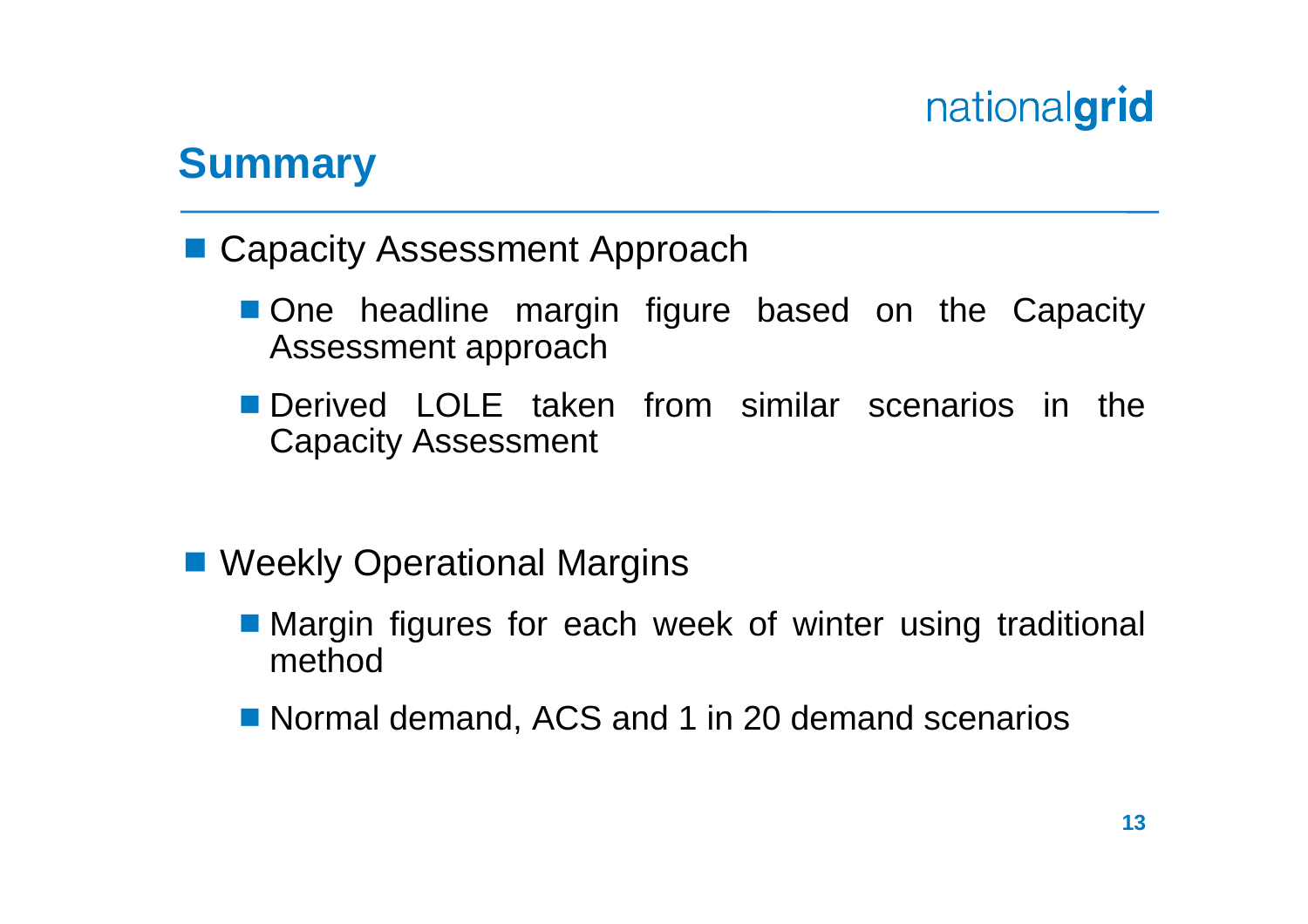## Summary

- Capacity Assessment Approach
  - One headline margin figure based on the Capacity Assessment approach
  - Derived LOLE taken from similar scenarios in the Capacity Assessment
- Weekly Operational Margins
  - Margin figures for each week of winter using traditional method
  - Normal demand, ACS and 1 in 20 demand scenarios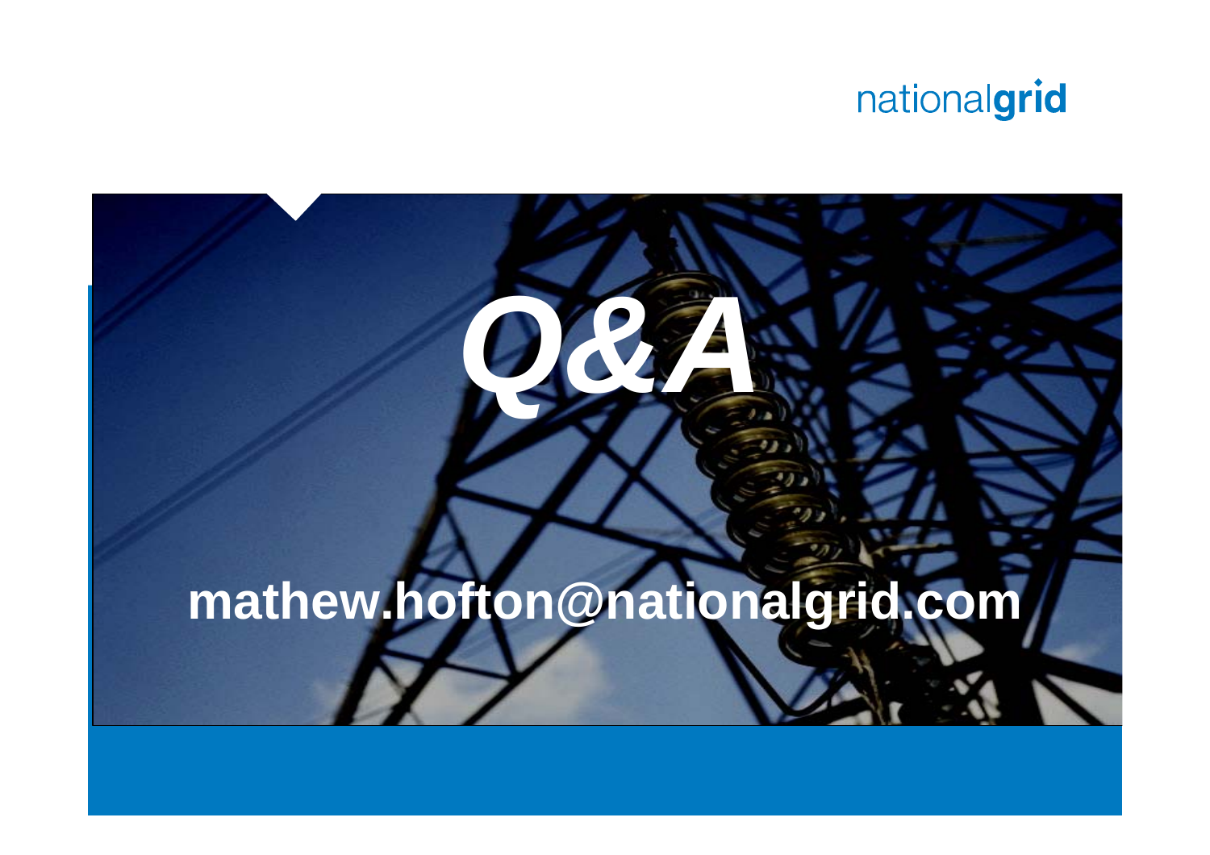nationalgrid

# Q&A

**mathew.hofton@nationalgrid.com**